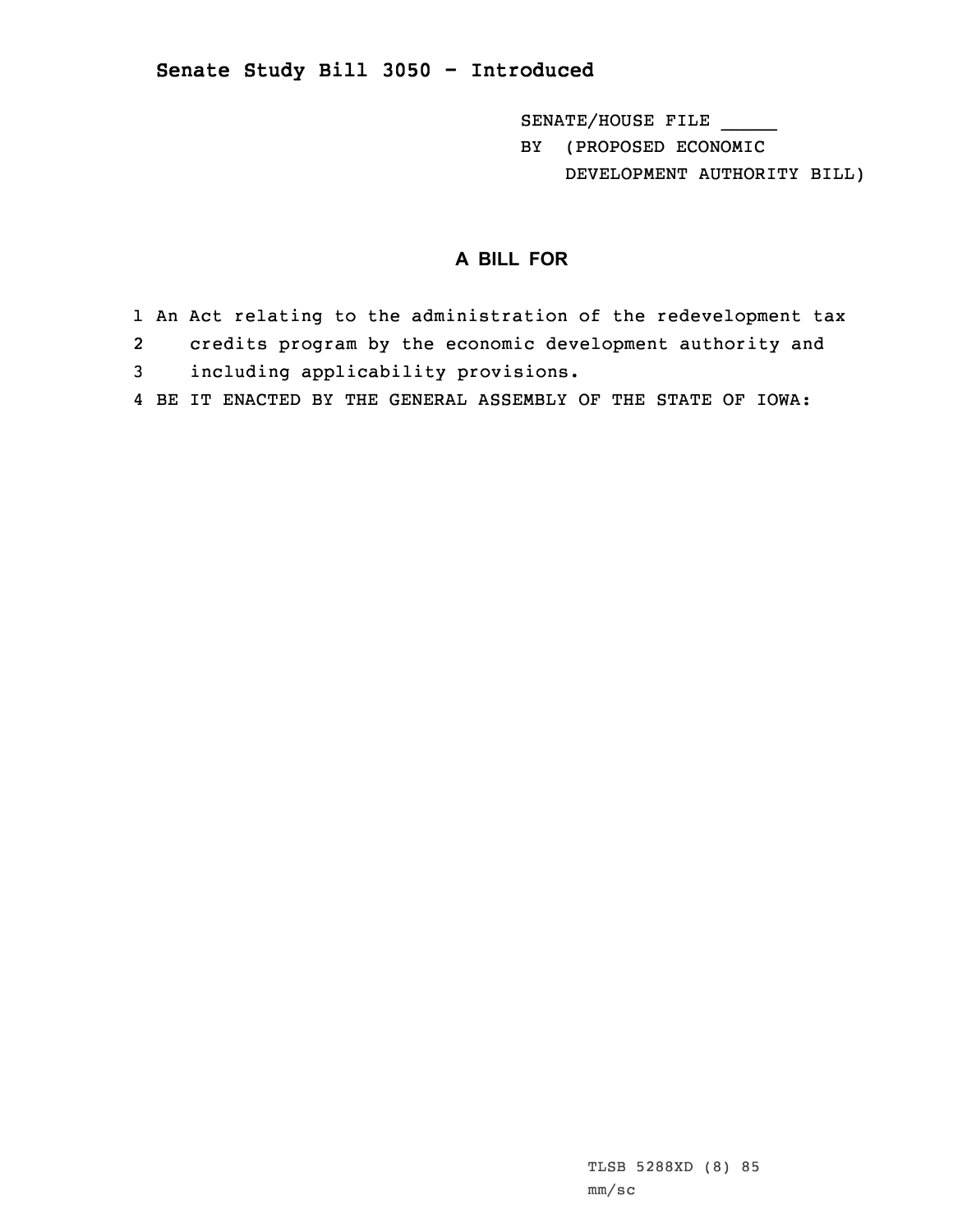# Senate Study Bill 3050 - Introduced

SENATE/HOUSE FILE _____

BY (PROPOSED ECONOMIC DEVELOPMENT AUTHORITY BILL)

## A BILL FOR

1 An Act relating to the administration of the redevelopment tax
2 credits program by the economic development authority and
3 including applicability provisions.
4 BE IT ENACTED BY THE GENERAL ASSEMBLY OF THE STATE OF IOWA:

TLSB 5288XD (8) 85
mm/sc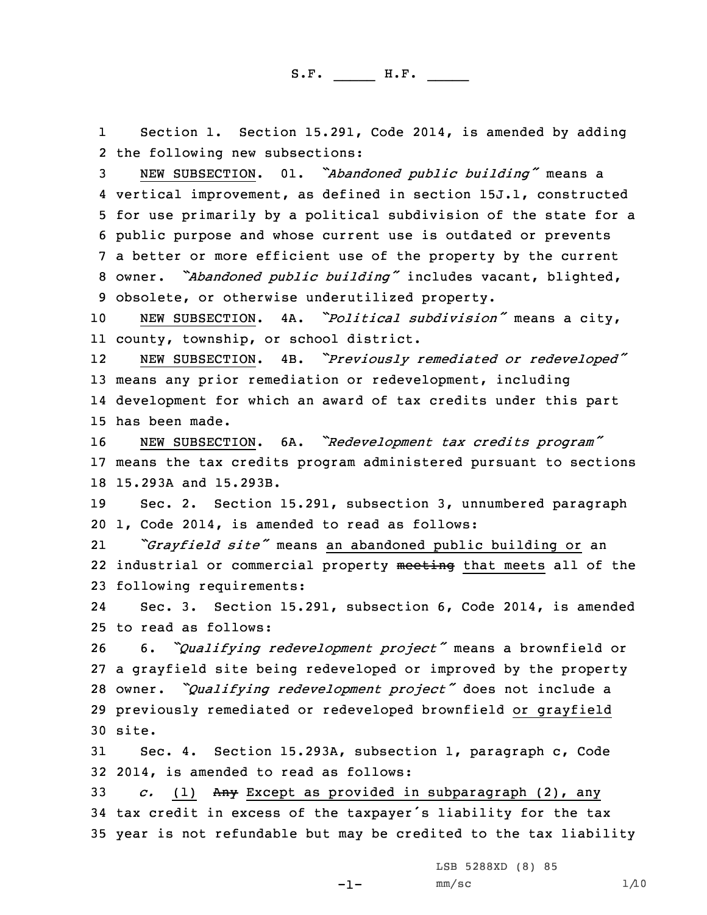S.F. _____ H.F. _____

Section 1. Section 15.291, Code 2014, is amended by adding the following new subsections:

NEW SUBSECTION. 01. *"Abandoned public building"* means a vertical improvement, as defined in section 15J.1, constructed for use primarily by a political subdivision of the state for a public purpose and whose current use is outdated or prevents a better or more efficient use of the property by the current owner. *"Abandoned public building"* includes vacant, blighted, obsolete, or otherwise underutilized property.

NEW SUBSECTION. 4A. *"Political subdivision"* means a city, county, township, or school district.

NEW SUBSECTION. 4B. *"Previously remediated or redeveloped"* means any prior remediation or redevelopment, including development for which an award of tax credits under this part has been made.

NEW SUBSECTION. 6A. *"Redevelopment tax credits program"* means the tax credits program administered pursuant to sections 15.293A and 15.293B.

Sec. 2. Section 15.291, subsection 3, unnumbered paragraph 1, Code 2014, is amended to read as follows:

*"Grayfield site"* means an abandoned public building or an industrial or commercial property ~~meeting~~ that meets all of the following requirements:

Sec. 3. Section 15.291, subsection 6, Code 2014, is amended to read as follows:

6. *"Qualifying redevelopment project"* means a brownfield or a grayfield site being redeveloped or improved by the property owner. *"Qualifying redevelopment project"* does not include a previously remediated or redeveloped brownfield or grayfield site.

Sec. 4. Section 15.293A, subsection 1, paragraph c, Code 2014, is amended to read as follows:

*c.* (1) ~~Any~~ Except as provided in subparagraph (2), any tax credit in excess of the taxpayer's liability for the tax year is not refundable but may be credited to the tax liability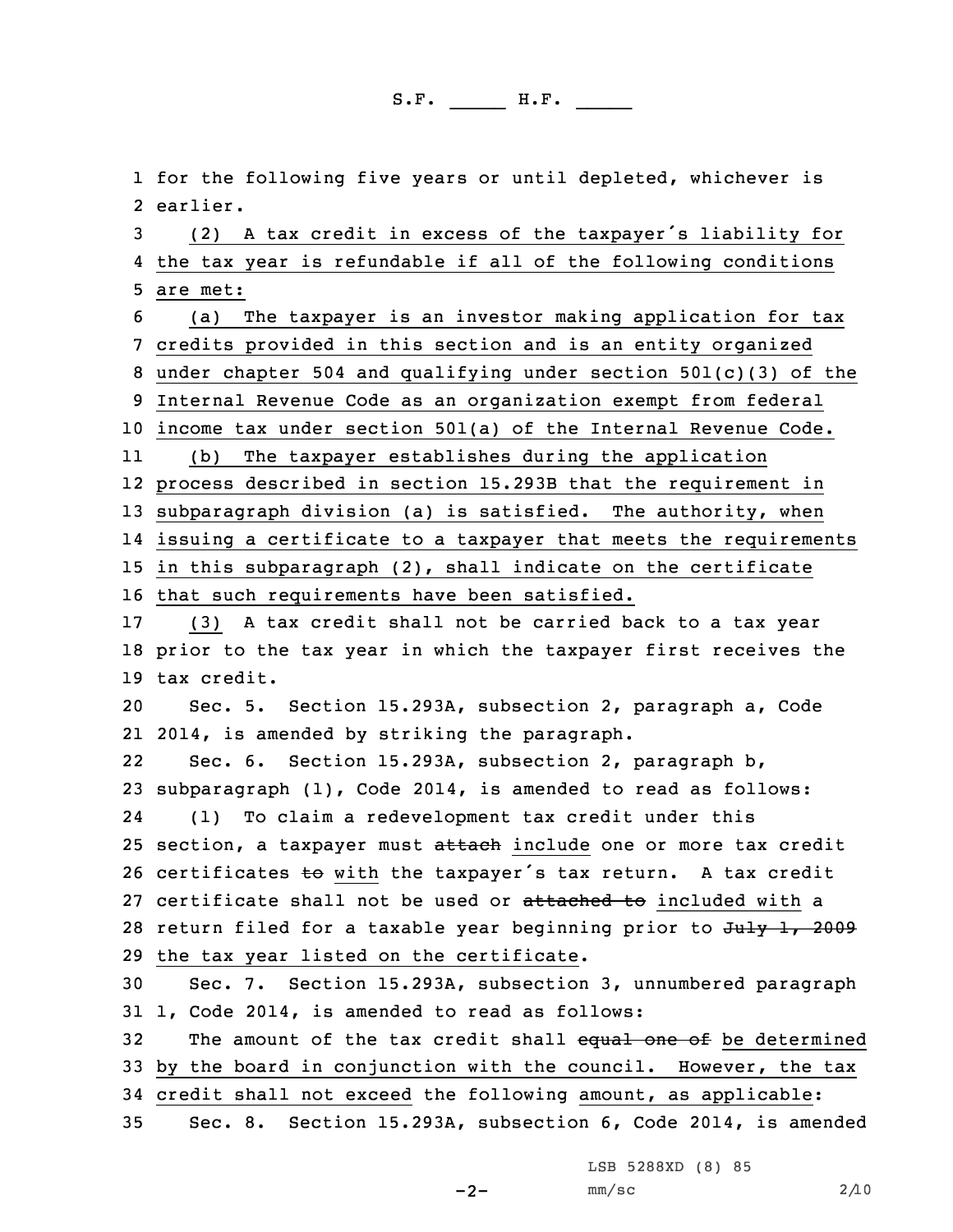for the following five years or until depleted, whichever is earlier.

(2) A tax credit in excess of the taxpayer's liability for the tax year is refundable if all of the following conditions are met:

(a) The taxpayer is an investor making application for tax credits provided in this section and is an entity organized under chapter 504 and qualifying under section 501(c)(3) of the Internal Revenue Code as an organization exempt from federal income tax under section 501(a) of the Internal Revenue Code.

(b) The taxpayer establishes during the application process described in section 15.293B that the requirement in subparagraph division (a) is satisfied. The authority, when issuing a certificate to a taxpayer that meets the requirements in this subparagraph (2), shall indicate on the certificate that such requirements have been satisfied.

(3) A tax credit shall not be carried back to a tax year prior to the tax year in which the taxpayer first receives the tax credit.

Sec. 5. Section 15.293A, subsection 2, paragraph a, Code 2014, is amended by striking the paragraph.

Sec. 6. Section 15.293A, subsection 2, paragraph b, subparagraph (1), Code 2014, is amended to read as follows:

(1) To claim a redevelopment tax credit under this section, a taxpayer must ~~attach~~ include one or more tax credit certificates ~~to~~ with the taxpayer's tax return. A tax credit certificate shall not be used or ~~attached to~~ included with a return filed for a taxable year beginning prior to ~~July 1, 2009~~ the tax year listed on the certificate.

Sec. 7. Section 15.293A, subsection 3, unnumbered paragraph 1, Code 2014, is amended to read as follows:

The amount of the tax credit shall ~~equal one of~~ be determined by the board in conjunction with the council. However, the tax credit shall not exceed the following amount, as applicable:

Sec. 8. Section 15.293A, subsection 6, Code 2014, is amended

LSB 5288XD (8) 85

mm/sc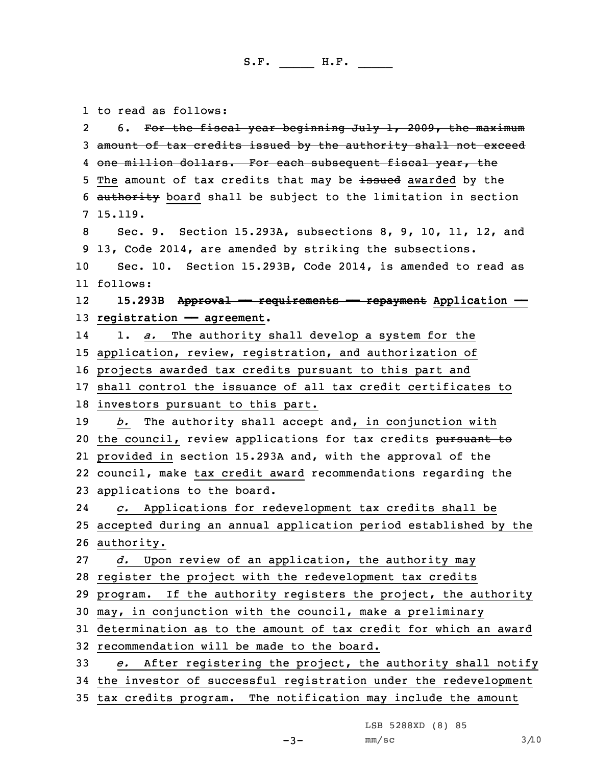to read as follows:

6. ~~For the fiscal year beginning July 1, 2009, the maximum amount of tax credits issued by the authority shall not exceed one million dollars. For each subsequent fiscal year, the~~ The amount of tax credits that may be ~~issued~~ awarded by the ~~authority~~ board shall be subject to the limitation in section 15.119.

Sec. 9. Section 15.293A, subsections 8, 9, 10, 11, 12, and 13, Code 2014, are amended by striking the subsections.

Sec. 10. Section 15.293B, Code 2014, is amended to read as follows:

**15.293B ~~Approval — requirements — repayment~~ Application — registration — agreement.**

1. *a.* The authority shall develop a system for the application, review, registration, and authorization of projects awarded tax credits pursuant to this part and shall control the issuance of all tax credit certificates to investors pursuant to this part.

*b.* The authority shall accept and, in conjunction with the council, review applications for tax credits ~~pursuant to~~ provided in section 15.293A and, with the approval of the council, make tax credit award recommendations regarding the applications to the board.

*c.* Applications for redevelopment tax credits shall be accepted during an annual application period established by the authority.

*d.* Upon review of an application, the authority may register the project with the redevelopment tax credits program. If the authority registers the project, the authority may, in conjunction with the council, make a preliminary determination as to the amount of tax credit for which an award recommendation will be made to the board.

*e.* After registering the project, the authority shall notify the investor of successful registration under the redevelopment tax credits program. The notification may include the amount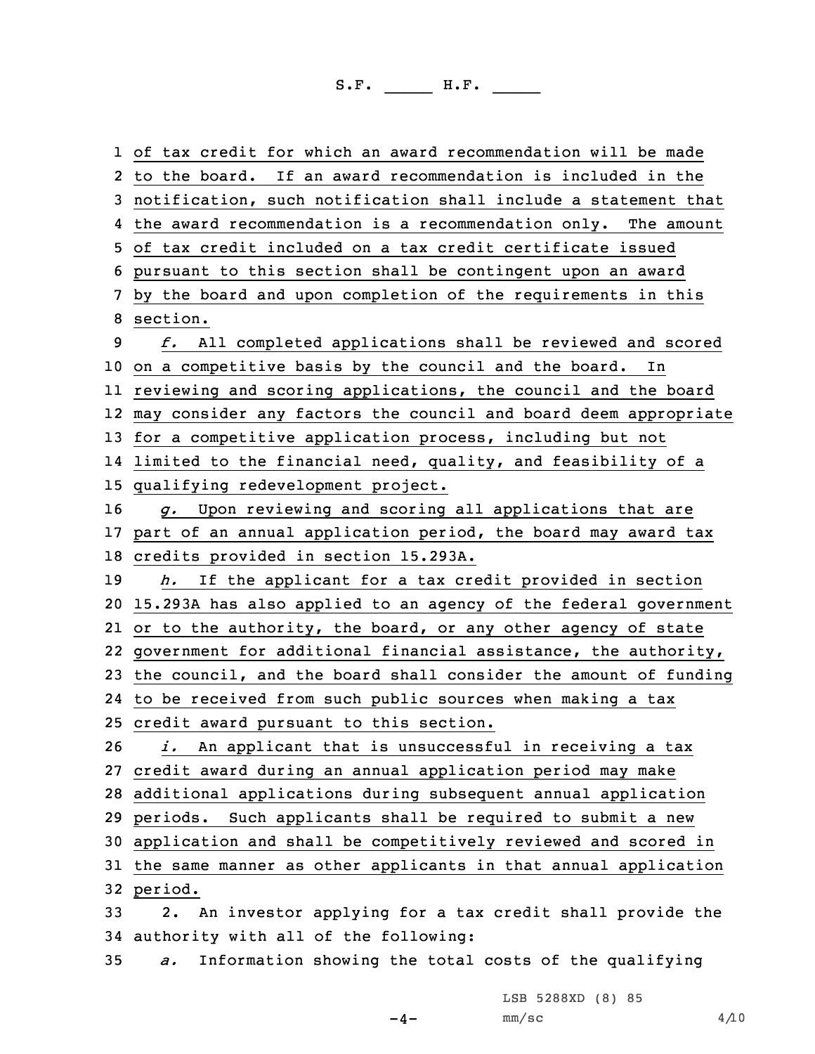of tax credit for which an award recommendation will be made to the board. If an award recommendation is included in the notification, such notification shall include a statement that the award recommendation is a recommendation only. The amount of tax credit included on a tax credit certificate issued pursuant to this section shall be contingent upon an award by the board and upon completion of the requirements in this section.

*f.* All completed applications shall be reviewed and scored on a competitive basis by the council and the board. In reviewing and scoring applications, the council and the board may consider any factors the council and board deem appropriate for a competitive application process, including but not limited to the financial need, quality, and feasibility of a qualifying redevelopment project.

*g.* Upon reviewing and scoring all applications that are part of an annual application period, the board may award tax credits provided in section 15.293A.

*h.* If the applicant for a tax credit provided in section 15.293A has also applied to an agency of the federal government or to the authority, the board, or any other agency of state government for additional financial assistance, the authority, the council, and the board shall consider the amount of funding to be received from such public sources when making a tax credit award pursuant to this section.

*i.* An applicant that is unsuccessful in receiving a tax credit award during an annual application period may make additional applications during subsequent annual application periods. Such applicants shall be required to submit a new application and shall be competitively reviewed and scored in the same manner as other applicants in that annual application period.

2. An investor applying for a tax credit shall provide the authority with all of the following:

*a.* Information showing the total costs of the qualifying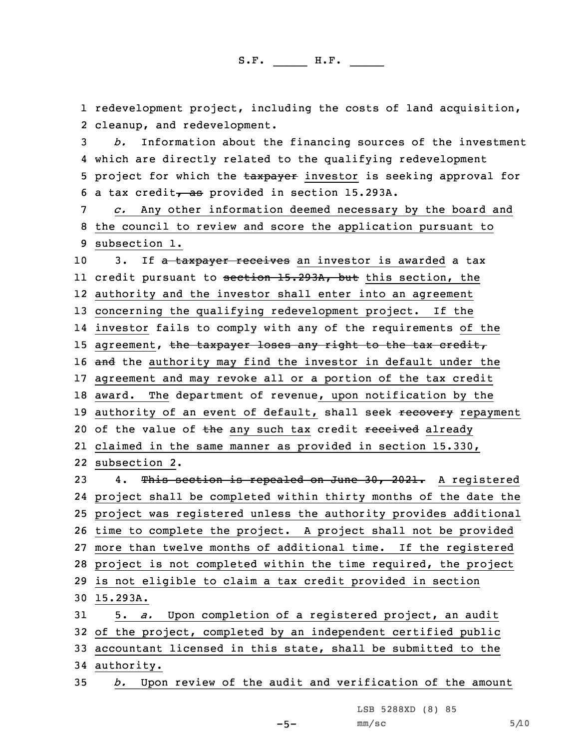1 redevelopment project, including the costs of land acquisition,
2 cleanup, and redevelopment.

3 *b.* Information about the financing sources of the investment
4 which are directly related to the qualifying redevelopment
5 project for which the ~~taxpayer~~ investor is seeking approval for
6 a tax credit~~, as~~ provided in section 15.293A.

7 *c.* Any other information deemed necessary by the board and
8 the council to review and score the application pursuant to
9 subsection 1.

10 3. If ~~a taxpayer receives~~ an investor is awarded a tax
11 credit pursuant to ~~section 15.293A, but~~ this section, the
12 authority and the investor shall enter into an agreement
13 concerning the qualifying redevelopment project. If the
14 investor fails to comply with any of the requirements of the
15 agreement, ~~the taxpayer loses any right to the tax credit,~~
16 ~~and~~ the authority may find the investor in default under the
17 agreement and may revoke all or a portion of the tax credit
18 award. The department of revenue, upon notification by the
19 authority of an event of default, shall seek ~~recovery~~ repayment
20 of the value of ~~the~~ any such tax credit ~~received~~ already
21 claimed in the same manner as provided in section 15.330,
22 subsection 2.

23 4. ~~This section is repealed on June 30, 2021.~~ A registered
24 project shall be completed within thirty months of the date the
25 project was registered unless the authority provides additional
26 time to complete the project. A project shall not be provided
27 more than twelve months of additional time. If the registered
28 project is not completed within the time required, the project
29 is not eligible to claim a tax credit provided in section
30 15.293A.

31 5. *a.* Upon completion of a registered project, an audit
32 of the project, completed by an independent certified public
33 accountant licensed in this state, shall be submitted to the
34 authority.

35 *b.* Upon review of the audit and verification of the amount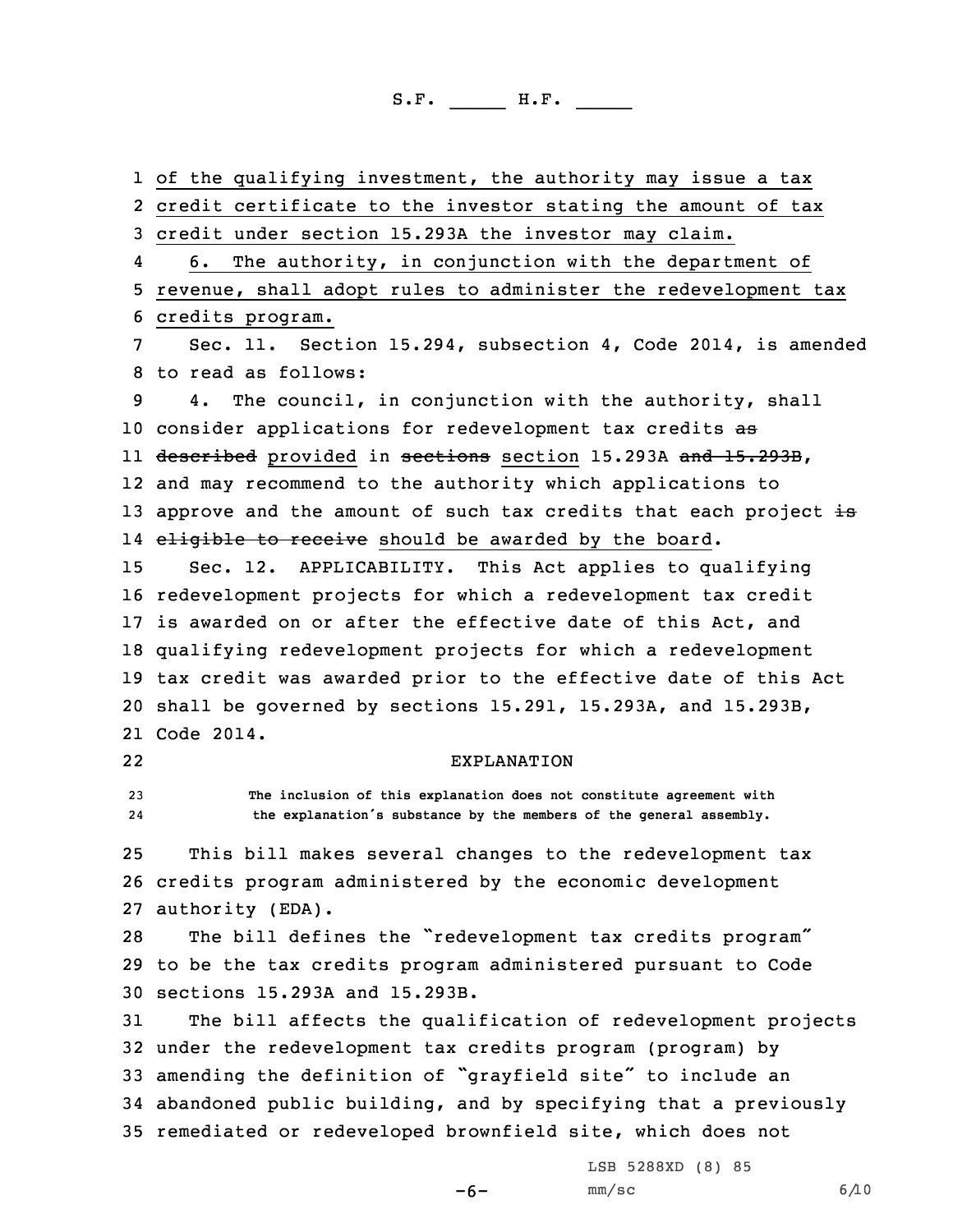of the qualifying investment, the authority may issue a tax credit certificate to the investor stating the amount of tax credit under section 15.293A the investor may claim.

6. The authority, in conjunction with the department of revenue, shall adopt rules to administer the redevelopment tax credits program.

Sec. 11. Section 15.294, subsection 4, Code 2014, is amended to read as follows:

4. The council, in conjunction with the authority, shall consider applications for redevelopment tax credits ~~as described~~ provided in ~~sections~~ section 15.293A ~~and 15.293B~~, and may recommend to the authority which applications to approve and the amount of such tax credits that each project ~~is eligible to receive~~ should be awarded by the board.

Sec. 12. APPLICABILITY. This Act applies to qualifying redevelopment projects for which a redevelopment tax credit is awarded on or after the effective date of this Act, and qualifying redevelopment projects for which a redevelopment tax credit was awarded prior to the effective date of this Act shall be governed by sections 15.291, 15.293A, and 15.293B, Code 2014.

EXPLANATION

The inclusion of this explanation does not constitute agreement with the explanation's substance by the members of the general assembly.

This bill makes several changes to the redevelopment tax credits program administered by the economic development authority (EDA).

The bill defines the "redevelopment tax credits program" to be the tax credits program administered pursuant to Code sections 15.293A and 15.293B.

The bill affects the qualification of redevelopment projects under the redevelopment tax credits program (program) by amending the definition of "grayfield site" to include an abandoned public building, and by specifying that a previously remediated or redeveloped brownfield site, which does not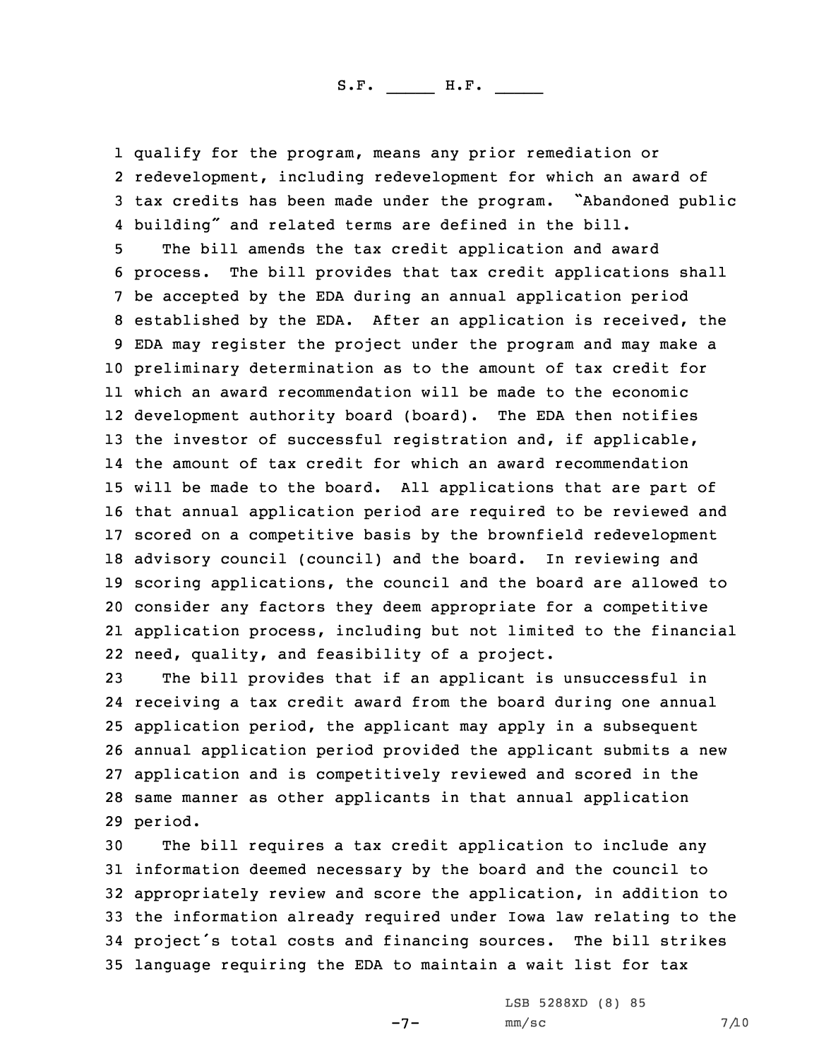qualify for the program, means any prior remediation or redevelopment, including redevelopment for which an award of tax credits has been made under the program. "Abandoned public building" and related terms are defined in the bill.

The bill amends the tax credit application and award process. The bill provides that tax credit applications shall be accepted by the EDA during an annual application period established by the EDA. After an application is received, the EDA may register the project under the program and may make a preliminary determination as to the amount of tax credit for which an award recommendation will be made to the economic development authority board (board). The EDA then notifies the investor of successful registration and, if applicable, the amount of tax credit for which an award recommendation will be made to the board. All applications that are part of that annual application period are required to be reviewed and scored on a competitive basis by the brownfield redevelopment advisory council (council) and the board. In reviewing and scoring applications, the council and the board are allowed to consider any factors they deem appropriate for a competitive application process, including but not limited to the financial need, quality, and feasibility of a project.

The bill provides that if an applicant is unsuccessful in receiving a tax credit award from the board during one annual application period, the applicant may apply in a subsequent annual application period provided the applicant submits a new application and is competitively reviewed and scored in the same manner as other applicants in that annual application period.

The bill requires a tax credit application to include any information deemed necessary by the board and the council to appropriately review and score the application, in addition to the information already required under Iowa law relating to the project's total costs and financing sources. The bill strikes language requiring the EDA to maintain a wait list for tax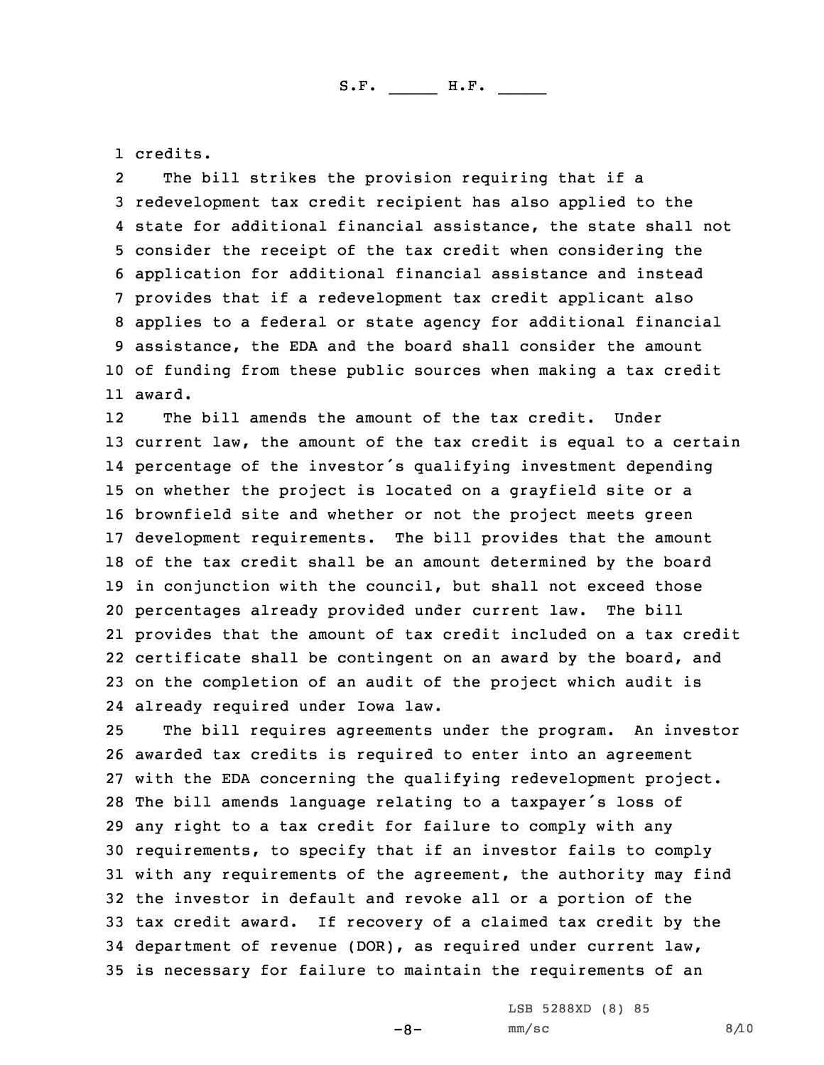credits.

The bill strikes the provision requiring that if a redevelopment tax credit recipient has also applied to the state for additional financial assistance, the state shall not consider the receipt of the tax credit when considering the application for additional financial assistance and instead provides that if a redevelopment tax credit applicant also applies to a federal or state agency for additional financial assistance, the EDA and the board shall consider the amount of funding from these public sources when making a tax credit award.

The bill amends the amount of the tax credit. Under current law, the amount of the tax credit is equal to a certain percentage of the investor's qualifying investment depending on whether the project is located on a grayfield site or a brownfield site and whether or not the project meets green development requirements. The bill provides that the amount of the tax credit shall be an amount determined by the board in conjunction with the council, but shall not exceed those percentages already provided under current law. The bill provides that the amount of tax credit included on a tax credit certificate shall be contingent on an award by the board, and on the completion of an audit of the project which audit is already required under Iowa law.

The bill requires agreements under the program. An investor awarded tax credits is required to enter into an agreement with the EDA concerning the qualifying redevelopment project. The bill amends language relating to a taxpayer's loss of any right to a tax credit for failure to comply with any requirements, to specify that if an investor fails to comply with any requirements of the agreement, the authority may find the investor in default and revoke all or a portion of the tax credit award. If recovery of a claimed tax credit by the department of revenue (DOR), as required under current law, is necessary for failure to maintain the requirements of an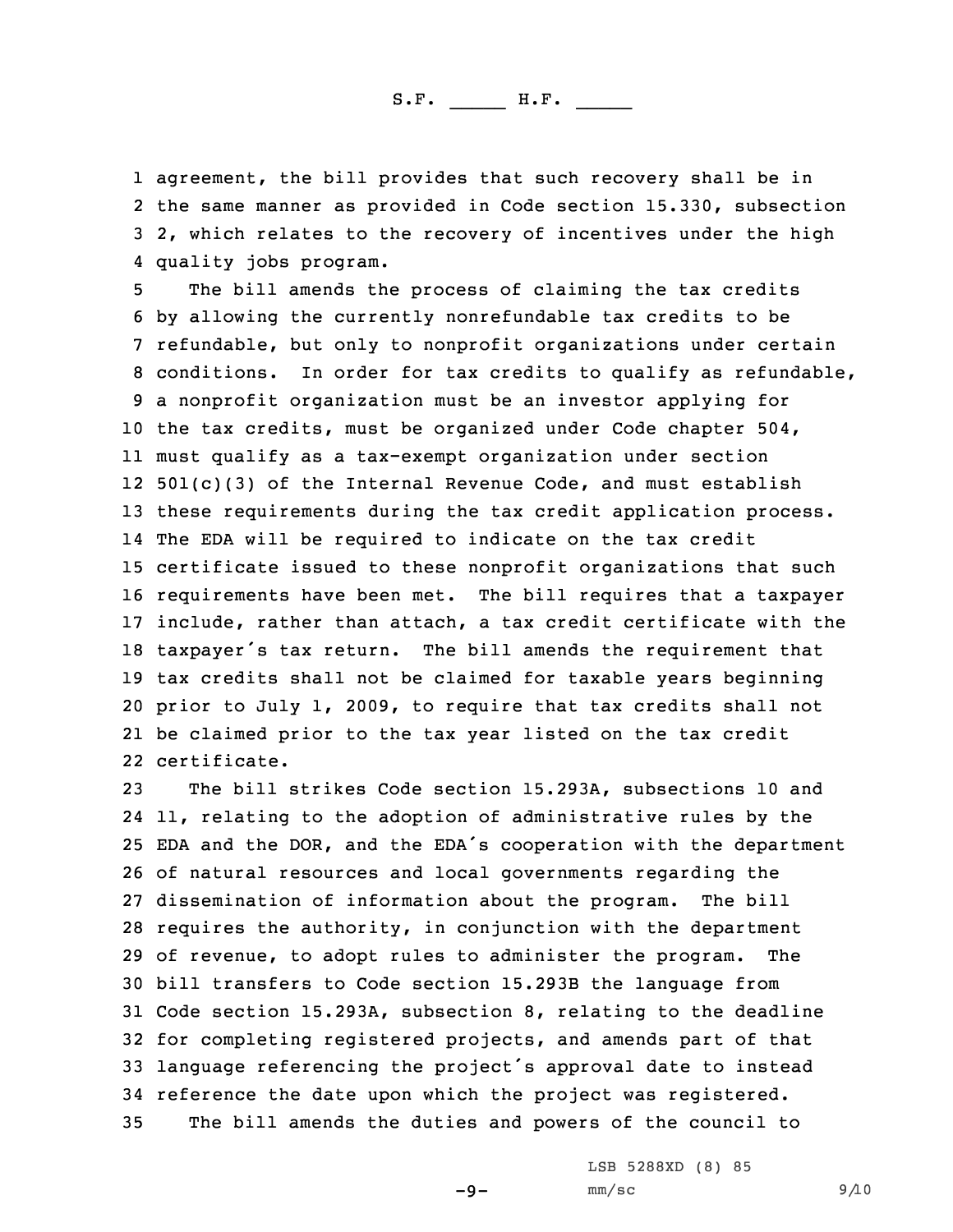agreement, the bill provides that such recovery shall be in the same manner as provided in Code section 15.330, subsection 2, which relates to the recovery of incentives under the high quality jobs program.

The bill amends the process of claiming the tax credits by allowing the currently nonrefundable tax credits to be refundable, but only to nonprofit organizations under certain conditions. In order for tax credits to qualify as refundable, a nonprofit organization must be an investor applying for the tax credits, must be organized under Code chapter 504, must qualify as a tax-exempt organization under section 501(c)(3) of the Internal Revenue Code, and must establish these requirements during the tax credit application process. The EDA will be required to indicate on the tax credit certificate issued to these nonprofit organizations that such requirements have been met. The bill requires that a taxpayer include, rather than attach, a tax credit certificate with the taxpayer's tax return. The bill amends the requirement that tax credits shall not be claimed for taxable years beginning prior to July 1, 2009, to require that tax credits shall not be claimed prior to the tax year listed on the tax credit certificate.

The bill strikes Code section 15.293A, subsections 10 and 11, relating to the adoption of administrative rules by the EDA and the DOR, and the EDA's cooperation with the department of natural resources and local governments regarding the dissemination of information about the program. The bill requires the authority, in conjunction with the department of revenue, to adopt rules to administer the program. The bill transfers to Code section 15.293B the language from Code section 15.293A, subsection 8, relating to the deadline for completing registered projects, and amends part of that language referencing the project's approval date to instead reference the date upon which the project was registered.

The bill amends the duties and powers of the council to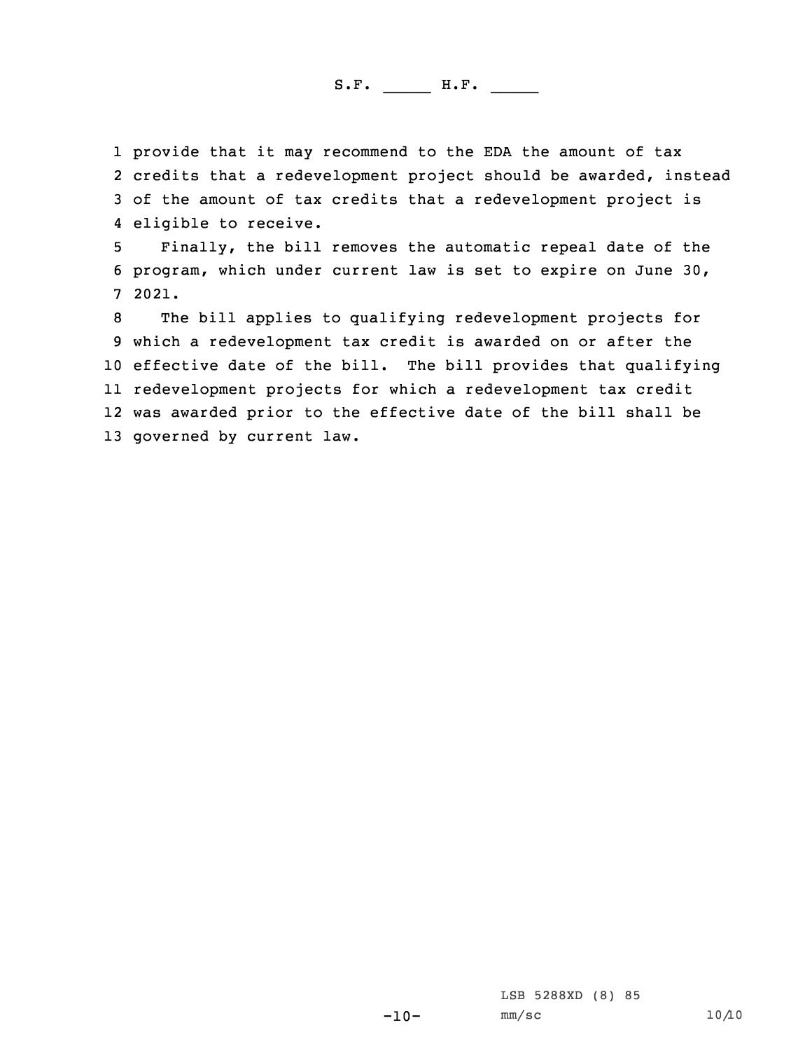provide that it may recommend to the EDA the amount of tax credits that a redevelopment project should be awarded, instead of the amount of tax credits that a redevelopment project is eligible to receive.

Finally, the bill removes the automatic repeal date of the program, which under current law is set to expire on June 30, 2021.

The bill applies to qualifying redevelopment projects for which a redevelopment tax credit is awarded on or after the effective date of the bill. The bill provides that qualifying redevelopment projects for which a redevelopment tax credit was awarded prior to the effective date of the bill shall be governed by current law.